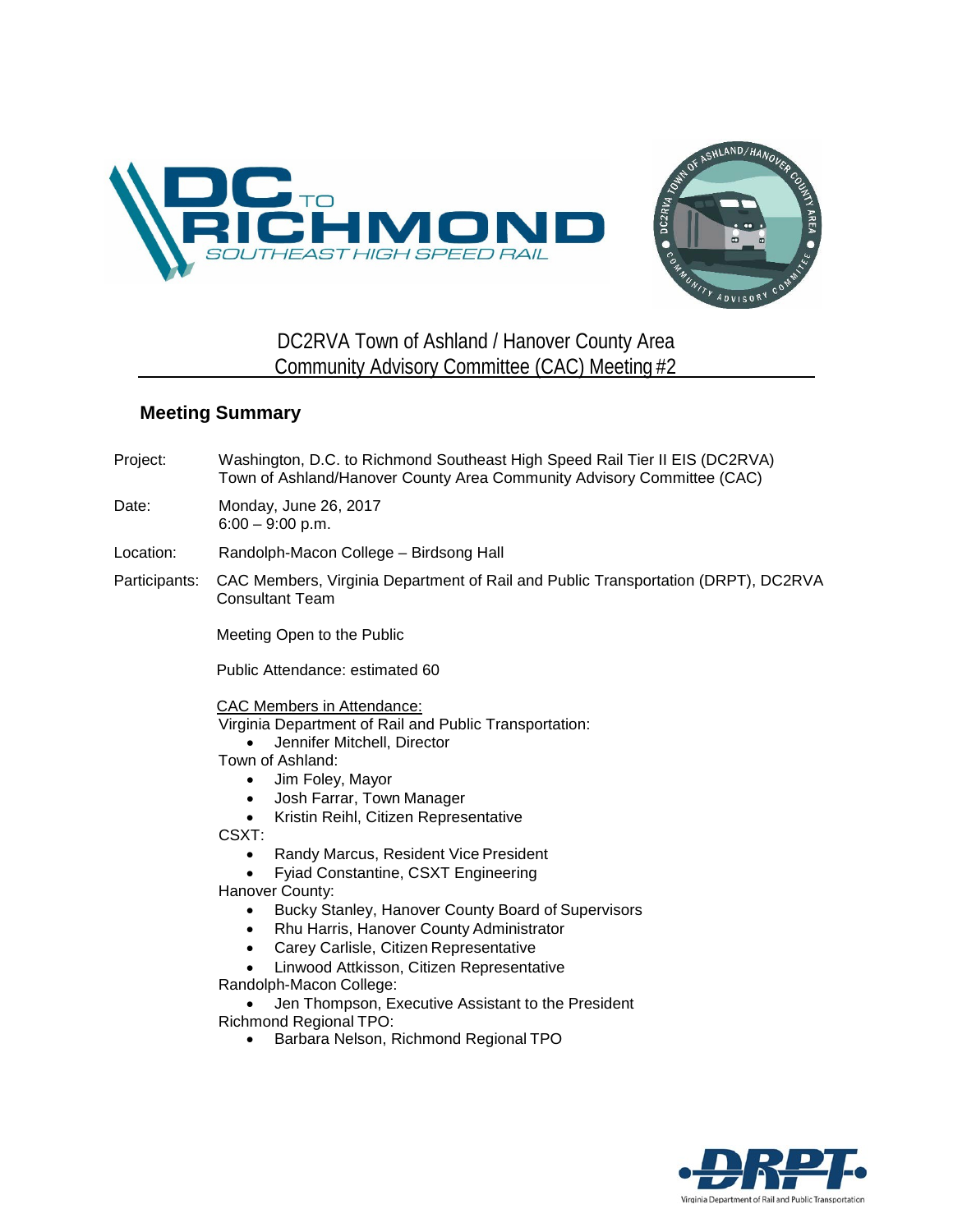# DC2RVA Town of Ashland / Hanover County Area Community Advisory Committee (CAC) Meeting #2

## Meeting Summary

Project: Washington, D.C. to Richmond Southeast High Speed Rail Tier II EIS (DC2RVA) Town of Ashland/Hanover County Area Community Advisory Committee (CAC)

Date: Monday, June 26, 2017
6:00 – 9:00 p.m.

Location: Randolph-Macon College – Birdsong Hall

Participants: CAC Members, Virginia Department of Rail and Public Transportation (DRPT), DC2RVA Consultant Team

Meeting Open to the Public

Public Attendance: estimated 60

CAC Members in Attendance:

Virginia Department of Rail and Public Transportation:
- Jennifer Mitchell, Director

Town of Ashland:
- Jim Foley, Mayor
- Josh Farrar, Town Manager
- Kristin Reihl, Citizen Representative

CSXT:
- Randy Marcus, Resident Vice President
- Fyiad Constantine, CSXT Engineering

Hanover County:
- Bucky Stanley, Hanover County Board of Supervisors
- Rhu Harris, Hanover County Administrator
- Carey Carlisle, Citizen Representative
- Linwood Attkisson, Citizen Representative

Randolph-Macon College:
- Jen Thompson, Executive Assistant to the President

Richmond Regional TPO:
- Barbara Nelson, Richmond Regional TPO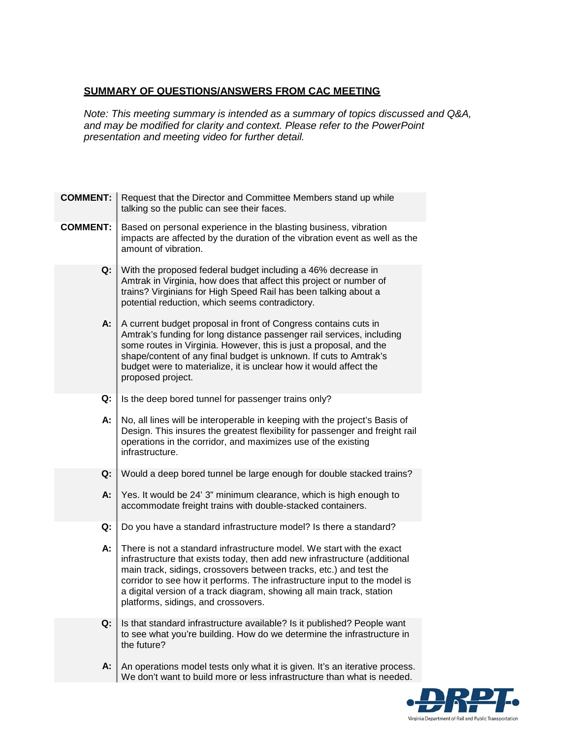## SUMMARY OF QUESTIONS/ANSWERS FROM CAC MEETING

*Note: This meeting summary is intended as a summary of topics discussed and Q&A, and may be modified for clarity and context. Please refer to the PowerPoint presentation and meeting video for further detail.*

**COMMENT:** Request that the Director and Committee Members stand up while talking so the public can see their faces.

**COMMENT:** Based on personal experience in the blasting business, vibration impacts are affected by the duration of the vibration event as well as the amount of vibration.

**Q:** With the proposed federal budget including a 46% decrease in Amtrak in Virginia, how does that affect this project or number of trains? Virginians for High Speed Rail has been talking about a potential reduction, which seems contradictory.

**A:** A current budget proposal in front of Congress contains cuts in Amtrak's funding for long distance passenger rail services, including some routes in Virginia. However, this is just a proposal, and the shape/content of any final budget is unknown. If cuts to Amtrak's budget were to materialize, it is unclear how it would affect the proposed project.

**Q:** Is the deep bored tunnel for passenger trains only?

**A:** No, all lines will be interoperable in keeping with the project's Basis of Design. This insures the greatest flexibility for passenger and freight rail operations in the corridor, and maximizes use of the existing infrastructure.

**Q:** Would a deep bored tunnel be large enough for double stacked trains?

**A:** Yes. It would be 24' 3" minimum clearance, which is high enough to accommodate freight trains with double-stacked containers.

**Q:** Do you have a standard infrastructure model? Is there a standard?

**A:** There is not a standard infrastructure model. We start with the exact infrastructure that exists today, then add new infrastructure (additional main track, sidings, crossovers between tracks, etc.) and test the corridor to see how it performs. The infrastructure input to the model is a digital version of a track diagram, showing all main track, station platforms, sidings, and crossovers.

**Q:** Is that standard infrastructure available? Is it published? People want to see what you're building. How do we determine the infrastructure in the future?

**A:** An operations model tests only what it is given. It's an iterative process. We don't want to build more or less infrastructure than what is needed.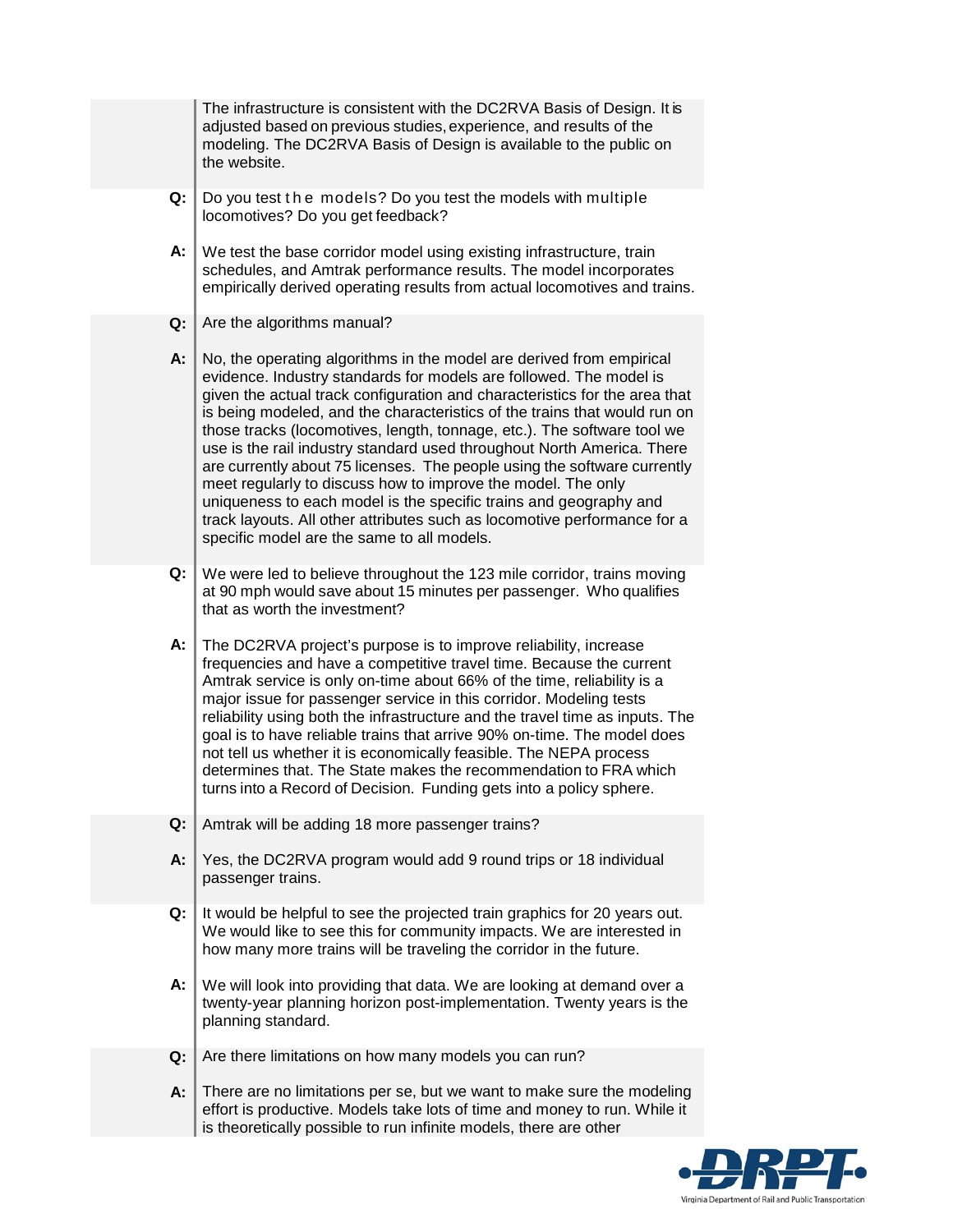The infrastructure is consistent with the DC2RVA Basis of Design. It is adjusted based on previous studies, experience, and results of the modeling. The DC2RVA Basis of Design is available to the public on the website.

**Q:** Do you test the models? Do you test the models with multiple locomotives? Do you get feedback?

**A:** We test the base corridor model using existing infrastructure, train schedules, and Amtrak performance results. The model incorporates empirically derived operating results from actual locomotives and trains.

**Q:** Are the algorithms manual?

**A:** No, the operating algorithms in the model are derived from empirical evidence. Industry standards for models are followed. The model is given the actual track configuration and characteristics for the area that is being modeled, and the characteristics of the trains that would run on those tracks (locomotives, length, tonnage, etc.). The software tool we use is the rail industry standard used throughout North America. There are currently about 75 licenses. The people using the software currently meet regularly to discuss how to improve the model. The only uniqueness to each model is the specific trains and geography and track layouts. All other attributes such as locomotive performance for a specific model are the same to all models.

**Q:** We were led to believe throughout the 123 mile corridor, trains moving at 90 mph would save about 15 minutes per passenger. Who qualifies that as worth the investment?

**A:** The DC2RVA project's purpose is to improve reliability, increase frequencies and have a competitive travel time. Because the current Amtrak service is only on-time about 66% of the time, reliability is a major issue for passenger service in this corridor. Modeling tests reliability using both the infrastructure and the travel time as inputs. The goal is to have reliable trains that arrive 90% on-time. The model does not tell us whether it is economically feasible. The NEPA process determines that. The State makes the recommendation to FRA which turns into a Record of Decision. Funding gets into a policy sphere.

**Q:** Amtrak will be adding 18 more passenger trains?

**A:** Yes, the DC2RVA program would add 9 round trips or 18 individual passenger trains.

**Q:** It would be helpful to see the projected train graphics for 20 years out. We would like to see this for community impacts. We are interested in how many more trains will be traveling the corridor in the future.

**A:** We will look into providing that data. We are looking at demand over a twenty-year planning horizon post-implementation. Twenty years is the planning standard.

**Q:** Are there limitations on how many models you can run?

**A:** There are no limitations per se, but we want to make sure the modeling effort is productive. Models take lots of time and money to run. While it is theoretically possible to run infinite models, there are other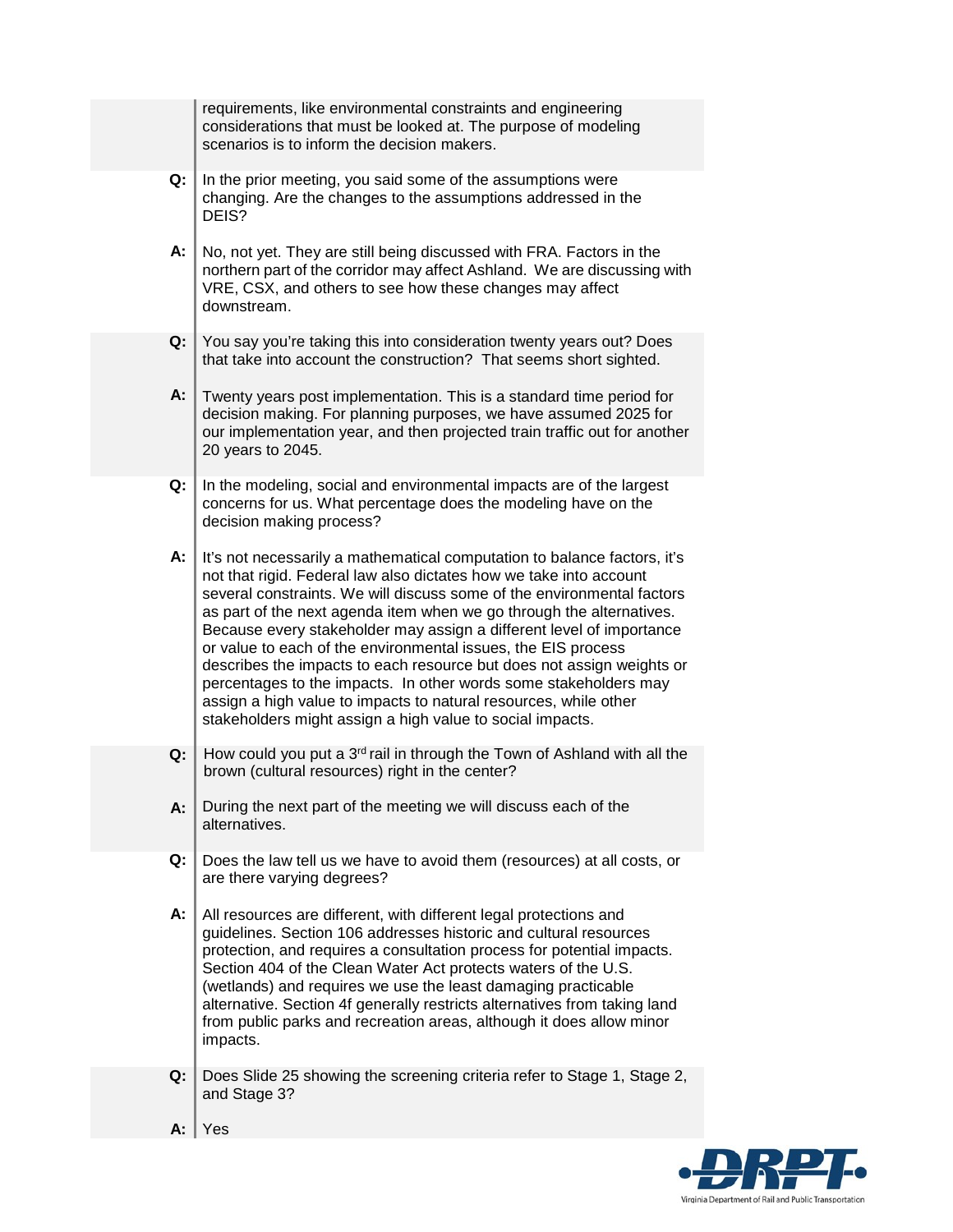requirements, like environmental constraints and engineering considerations that must be looked at. The purpose of modeling scenarios is to inform the decision makers.

**Q:** In the prior meeting, you said some of the assumptions were changing. Are the changes to the assumptions addressed in the DEIS?

**A:** No, not yet. They are still being discussed with FRA. Factors in the northern part of the corridor may affect Ashland. We are discussing with VRE, CSX, and others to see how these changes may affect downstream.

**Q:** You say you're taking this into consideration twenty years out? Does that take into account the construction? That seems short sighted.

**A:** Twenty years post implementation. This is a standard time period for decision making. For planning purposes, we have assumed 2025 for our implementation year, and then projected train traffic out for another 20 years to 2045.

**Q:** In the modeling, social and environmental impacts are of the largest concerns for us. What percentage does the modeling have on the decision making process?

**A:** It's not necessarily a mathematical computation to balance factors, it's not that rigid. Federal law also dictates how we take into account several constraints. We will discuss some of the environmental factors as part of the next agenda item when we go through the alternatives. Because every stakeholder may assign a different level of importance or value to each of the environmental issues, the EIS process describes the impacts to each resource but does not assign weights or percentages to the impacts. In other words some stakeholders may assign a high value to impacts to natural resources, while other stakeholders might assign a high value to social impacts.

**Q:** How could you put a 3rd rail in through the Town of Ashland with all the brown (cultural resources) right in the center?

**A:** During the next part of the meeting we will discuss each of the alternatives.

**Q:** Does the law tell us we have to avoid them (resources) at all costs, or are there varying degrees?

**A:** All resources are different, with different legal protections and guidelines. Section 106 addresses historic and cultural resources protection, and requires a consultation process for potential impacts. Section 404 of the Clean Water Act protects waters of the U.S. (wetlands) and requires we use the least damaging practicable alternative. Section 4f generally restricts alternatives from taking land from public parks and recreation areas, although it does allow minor impacts.

**Q:** Does Slide 25 showing the screening criteria refer to Stage 1, Stage 2, and Stage 3?

**A:** Yes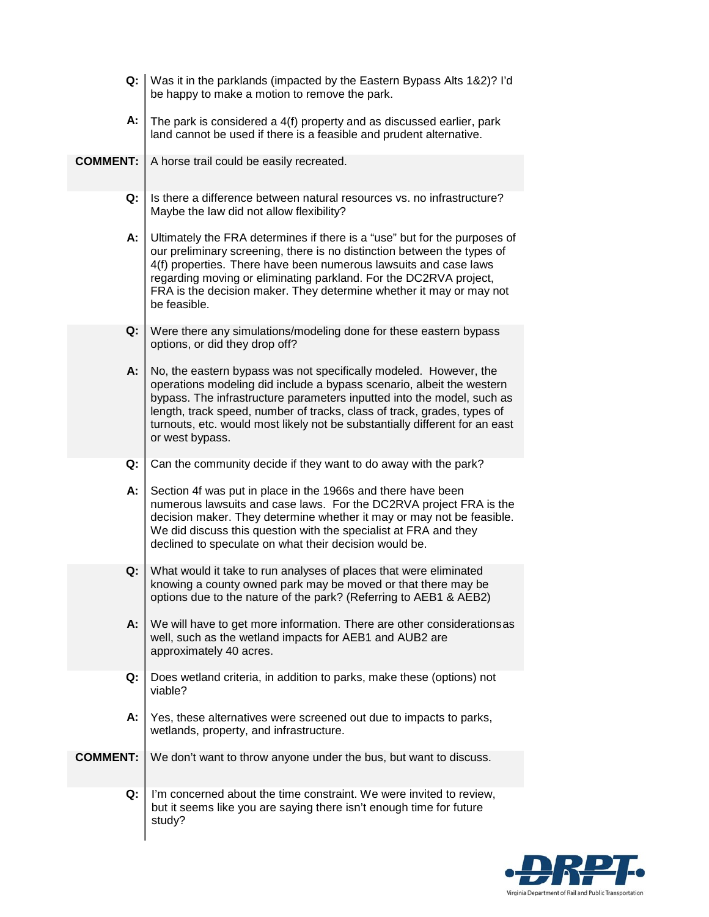**Q:** Was it in the parklands (impacted by the Eastern Bypass Alts 1&2)? I'd be happy to make a motion to remove the park.

**A:** The park is considered a 4(f) property and as discussed earlier, park land cannot be used if there is a feasible and prudent alternative.

**COMMENT:** A horse trail could be easily recreated.

**Q:** Is there a difference between natural resources vs. no infrastructure? Maybe the law did not allow flexibility?

**A:** Ultimately the FRA determines if there is a "use" but for the purposes of our preliminary screening, there is no distinction between the types of 4(f) properties. There have been numerous lawsuits and case laws regarding moving or eliminating parkland. For the DC2RVA project, FRA is the decision maker. They determine whether it may or may not be feasible.

**Q:** Were there any simulations/modeling done for these eastern bypass options, or did they drop off?

**A:** No, the eastern bypass was not specifically modeled. However, the operations modeling did include a bypass scenario, albeit the western bypass. The infrastructure parameters inputted into the model, such as length, track speed, number of tracks, class of track, grades, types of turnouts, etc. would most likely not be substantially different for an east or west bypass.

**Q:** Can the community decide if they want to do away with the park?

**A:** Section 4f was put in place in the 1966s and there have been numerous lawsuits and case laws. For the DC2RVA project FRA is the decision maker. They determine whether it may or may not be feasible. We did discuss this question with the specialist at FRA and they declined to speculate on what their decision would be.

**Q:** What would it take to run analyses of places that were eliminated knowing a county owned park may be moved or that there may be options due to the nature of the park? (Referring to AEB1 & AEB2)

**A:** We will have to get more information. There are other considerationsas well, such as the wetland impacts for AEB1 and AUB2 are approximately 40 acres.

**Q:** Does wetland criteria, in addition to parks, make these (options) not viable?

**A:** Yes, these alternatives were screened out due to impacts to parks, wetlands, property, and infrastructure.

**COMMENT:** We don't want to throw anyone under the bus, but want to discuss.

**Q:** I'm concerned about the time constraint. We were invited to review, but it seems like you are saying there isn't enough time for future study?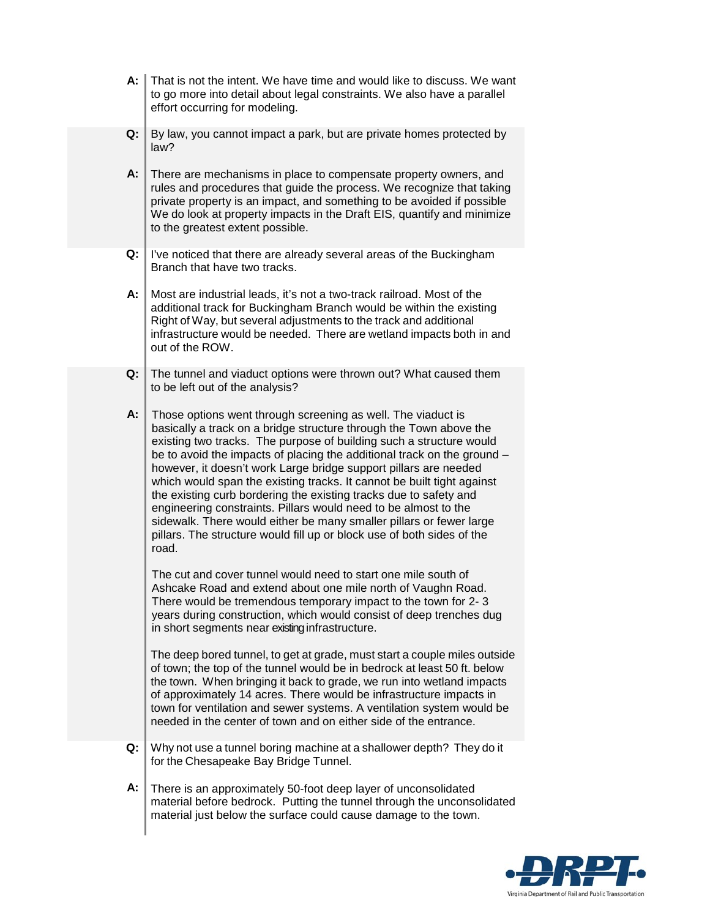**A:** That is not the intent. We have time and would like to discuss. We want to go more into detail about legal constraints. We also have a parallel effort occurring for modeling.

**Q:** By law, you cannot impact a park, but are private homes protected by law?

**A:** There are mechanisms in place to compensate property owners, and rules and procedures that guide the process. We recognize that taking private property is an impact, and something to be avoided if possible We do look at property impacts in the Draft EIS, quantify and minimize to the greatest extent possible.

**Q:** I've noticed that there are already several areas of the Buckingham Branch that have two tracks.

**A:** Most are industrial leads, it's not a two-track railroad. Most of the additional track for Buckingham Branch would be within the existing Right of Way, but several adjustments to the track and additional infrastructure would be needed. There are wetland impacts both in and out of the ROW.

**Q:** The tunnel and viaduct options were thrown out? What caused them to be left out of the analysis?

**A:** Those options went through screening as well. The viaduct is basically a track on a bridge structure through the Town above the existing two tracks. The purpose of building such a structure would be to avoid the impacts of placing the additional track on the ground – however, it doesn't work Large bridge support pillars are needed which would span the existing tracks. It cannot be built tight against the existing curb bordering the existing tracks due to safety and engineering constraints. Pillars would need to be almost to the sidewalk. There would either be many smaller pillars or fewer large pillars. The structure would fill up or block use of both sides of the road.

The cut and cover tunnel would need to start one mile south of Ashcake Road and extend about one mile north of Vaughn Road. There would be tremendous temporary impact to the town for 2- 3 years during construction, which would consist of deep trenches dug in short segments near existing infrastructure.

The deep bored tunnel, to get at grade, must start a couple miles outside of town; the top of the tunnel would be in bedrock at least 50 ft. below the town. When bringing it back to grade, we run into wetland impacts of approximately 14 acres. There would be infrastructure impacts in town for ventilation and sewer systems. A ventilation system would be needed in the center of town and on either side of the entrance.

**Q:** Why not use a tunnel boring machine at a shallower depth? They do it for the Chesapeake Bay Bridge Tunnel.

**A:** There is an approximately 50-foot deep layer of unconsolidated material before bedrock. Putting the tunnel through the unconsolidated material just below the surface could cause damage to the town.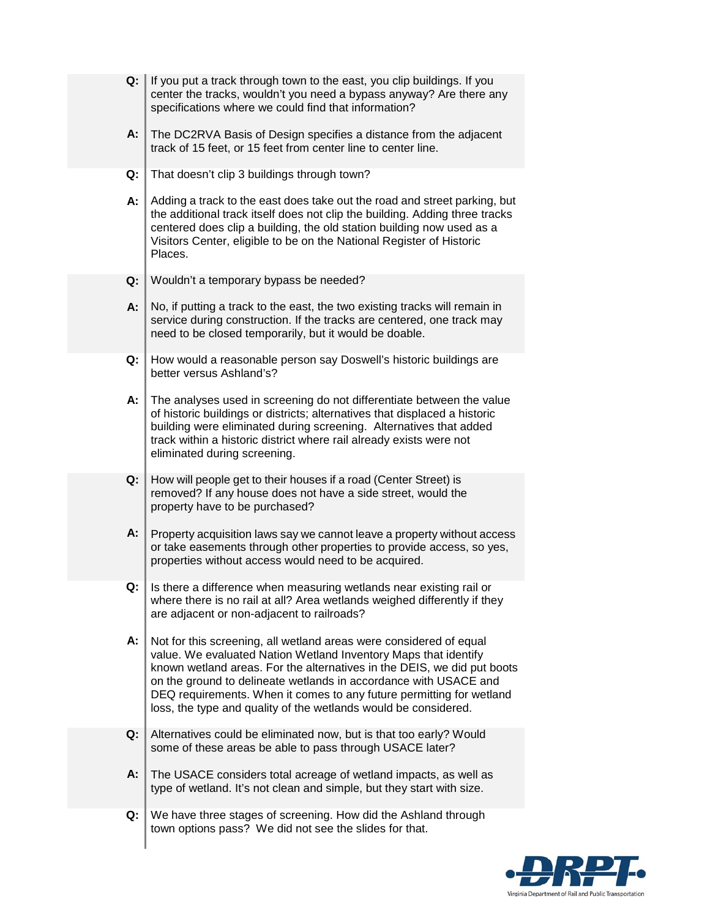**Q:** If you put a track through town to the east, you clip buildings. If you center the tracks, wouldn't you need a bypass anyway? Are there any specifications where we could find that information?

**A:** The DC2RVA Basis of Design specifies a distance from the adjacent track of 15 feet, or 15 feet from center line to center line.

**Q:** That doesn't clip 3 buildings through town?

**A:** Adding a track to the east does take out the road and street parking, but the additional track itself does not clip the building. Adding three tracks centered does clip a building, the old station building now used as a Visitors Center, eligible to be on the National Register of Historic Places.

**Q:** Wouldn't a temporary bypass be needed?

**A:** No, if putting a track to the east, the two existing tracks will remain in service during construction. If the tracks are centered, one track may need to be closed temporarily, but it would be doable.

**Q:** How would a reasonable person say Doswell's historic buildings are better versus Ashland's?

**A:** The analyses used in screening do not differentiate between the value of historic buildings or districts; alternatives that displaced a historic building were eliminated during screening. Alternatives that added track within a historic district where rail already exists were not eliminated during screening.

**Q:** How will people get to their houses if a road (Center Street) is removed? If any house does not have a side street, would the property have to be purchased?

**A:** Property acquisition laws say we cannot leave a property without access or take easements through other properties to provide access, so yes, properties without access would need to be acquired.

**Q:** Is there a difference when measuring wetlands near existing rail or where there is no rail at all? Area wetlands weighed differently if they are adjacent or non-adjacent to railroads?

**A:** Not for this screening, all wetland areas were considered of equal value. We evaluated Nation Wetland Inventory Maps that identify known wetland areas. For the alternatives in the DEIS, we did put boots on the ground to delineate wetlands in accordance with USACE and DEQ requirements. When it comes to any future permitting for wetland loss, the type and quality of the wetlands would be considered.

**Q:** Alternatives could be eliminated now, but is that too early? Would some of these areas be able to pass through USACE later?

**A:** The USACE considers total acreage of wetland impacts, as well as type of wetland. It's not clean and simple, but they start with size.

**Q:** We have three stages of screening. How did the Ashland through town options pass? We did not see the slides for that.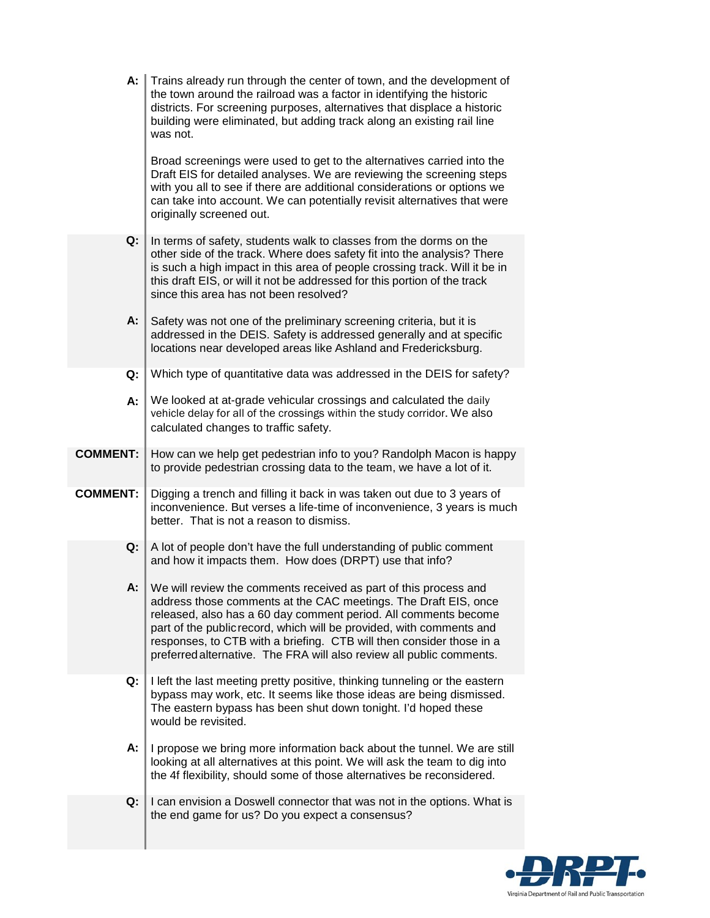**A:** Trains already run through the center of town, and the development of the town around the railroad was a factor in identifying the historic districts. For screening purposes, alternatives that displace a historic building were eliminated, but adding track along an existing rail line was not.

Broad screenings were used to get to the alternatives carried into the Draft EIS for detailed analyses. We are reviewing the screening steps with you all to see if there are additional considerations or options we can take into account. We can potentially revisit alternatives that were originally screened out.

**Q:** In terms of safety, students walk to classes from the dorms on the other side of the track. Where does safety fit into the analysis? There is such a high impact in this area of people crossing track. Will it be in this draft EIS, or will it not be addressed for this portion of the track since this area has not been resolved?

**A:** Safety was not one of the preliminary screening criteria, but it is addressed in the DEIS. Safety is addressed generally and at specific locations near developed areas like Ashland and Fredericksburg.

**Q:** Which type of quantitative data was addressed in the DEIS for safety?

**A:** We looked at at-grade vehicular crossings and calculated the daily vehicle delay for all of the crossings within the study corridor. We also calculated changes to traffic safety.

**COMMENT:** How can we help get pedestrian info to you? Randolph Macon is happy to provide pedestrian crossing data to the team, we have a lot of it.

**COMMENT:** Digging a trench and filling it back in was taken out due to 3 years of inconvenience. But verses a life-time of inconvenience, 3 years is much better. That is not a reason to dismiss.

**Q:** A lot of people don't have the full understanding of public comment and how it impacts them. How does (DRPT) use that info?

**A:** We will review the comments received as part of this process and address those comments at the CAC meetings. The Draft EIS, once released, also has a 60 day comment period. All comments become part of the public record, which will be provided, with comments and responses, to CTB with a briefing. CTB will then consider those in a preferred alternative. The FRA will also review all public comments.

**Q:** I left the last meeting pretty positive, thinking tunneling or the eastern bypass may work, etc. It seems like those ideas are being dismissed. The eastern bypass has been shut down tonight. I'd hoped these would be revisited.

**A:** I propose we bring more information back about the tunnel. We are still looking at all alternatives at this point. We will ask the team to dig into the 4f flexibility, should some of those alternatives be reconsidered.

**Q:** I can envision a Doswell connector that was not in the options. What is the end game for us? Do you expect a consensus?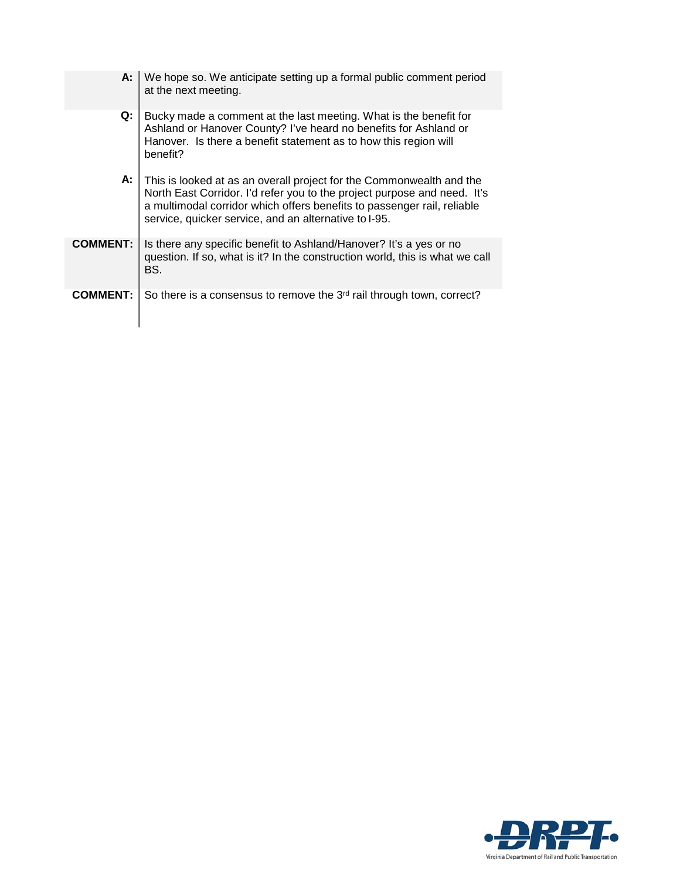**A:** We hope so. We anticipate setting up a formal public comment period at the next meeting.

**Q:** Bucky made a comment at the last meeting. What is the benefit for Ashland or Hanover County? I've heard no benefits for Ashland or Hanover. Is there a benefit statement as to how this region will benefit?

**A:** This is looked at as an overall project for the Commonwealth and the North East Corridor. I'd refer you to the project purpose and need. It's a multimodal corridor which offers benefits to passenger rail, reliable service, quicker service, and an alternative to I-95.

**COMMENT:** Is there any specific benefit to Ashland/Hanover? It's a yes or no question. If so, what is it? In the construction world, this is what we call BS.

**COMMENT:** So there is a consensus to remove the 3rd rail through town, correct?